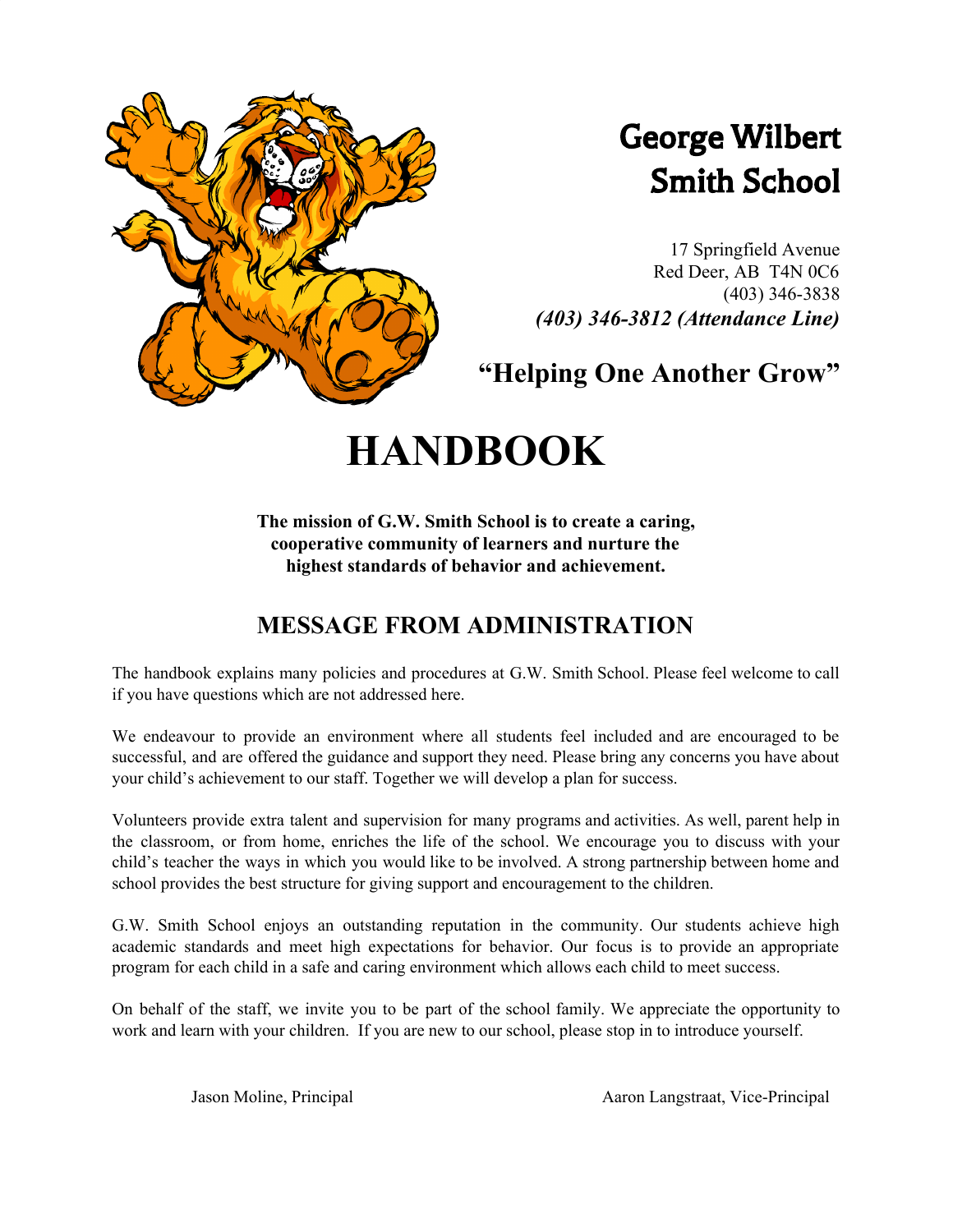# George Wilbert Smith School

17 Springfield Avenue
Red Deer, AB T4N 0C6
(403) 346-3838
***(403) 346-3812 (Attendance Line)***

**"Helping One Another Grow"**

# HANDBOOK

**The mission of G.W. Smith School is to create a caring, cooperative community of learners and nurture the highest standards of behavior and achievement.**

## MESSAGE FROM ADMINISTRATION

The handbook explains many policies and procedures at G.W. Smith School. Please feel welcome to call if you have questions which are not addressed here.

We endeavour to provide an environment where all students feel included and are encouraged to be successful, and are offered the guidance and support they need. Please bring any concerns you have about your child's achievement to our staff. Together we will develop a plan for success.

Volunteers provide extra talent and supervision for many programs and activities. As well, parent help in the classroom, or from home, enriches the life of the school. We encourage you to discuss with your child's teacher the ways in which you would like to be involved. A strong partnership between home and school provides the best structure for giving support and encouragement to the children.

G.W. Smith School enjoys an outstanding reputation in the community. Our students achieve high academic standards and meet high expectations for behavior. Our focus is to provide an appropriate program for each child in a safe and caring environment which allows each child to meet success.

On behalf of the staff, we invite you to be part of the school family. We appreciate the opportunity to work and learn with your children. If you are new to our school, please stop in to introduce yourself.

Jason Moline, Principal

Aaron Langstraat, Vice-Principal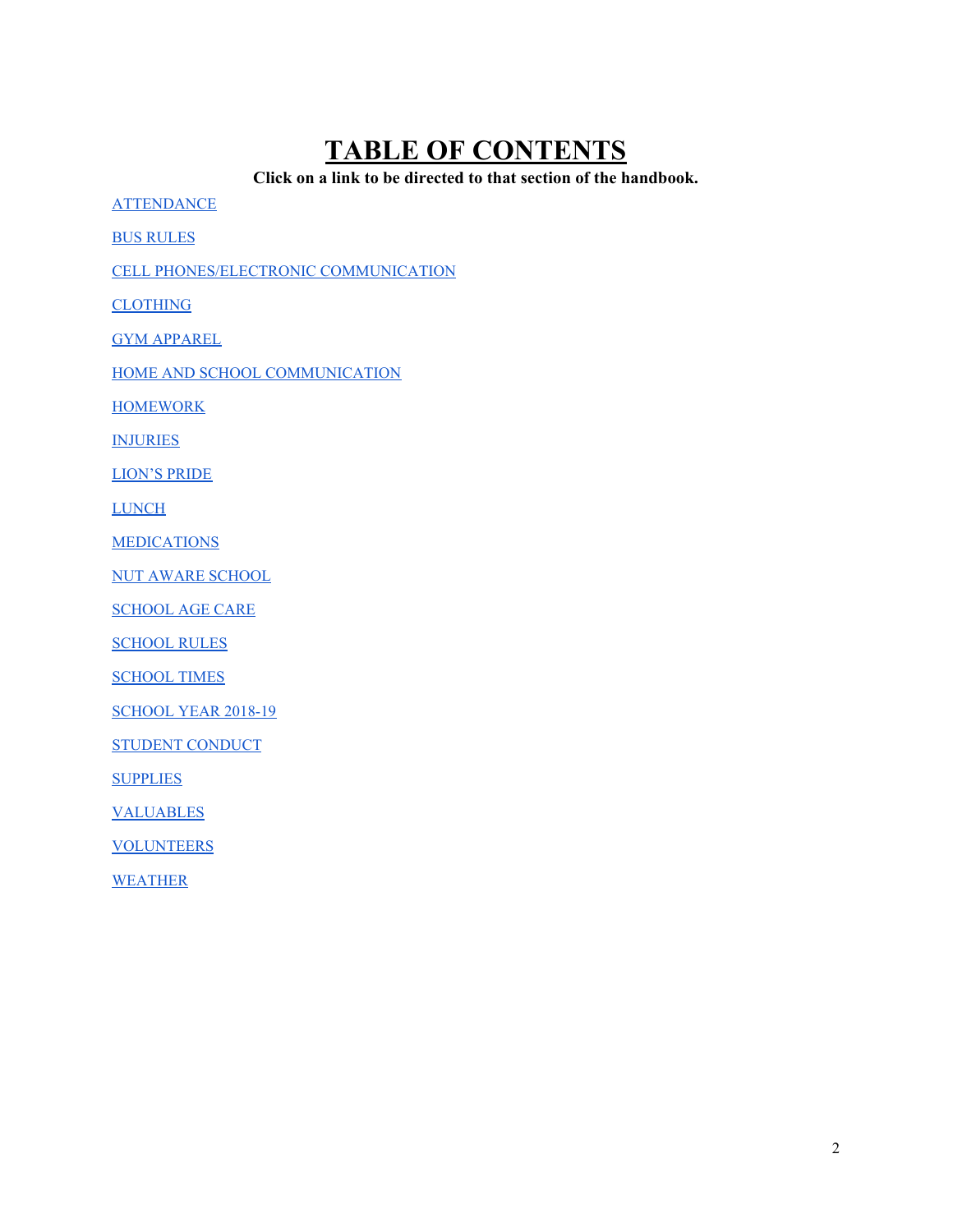# TABLE OF CONTENTS

**Click on a link to be directed to that section of the handbook.**

ATTENDANCE

BUS RULES

CELL PHONES/ELECTRONIC COMMUNICATION

CLOTHING

GYM APPAREL

HOME AND SCHOOL COMMUNICATION

HOMEWORK

INJURIES

LION'S PRIDE

LUNCH

MEDICATIONS

NUT AWARE SCHOOL

SCHOOL AGE CARE

SCHOOL RULES

SCHOOL TIMES

SCHOOL YEAR 2018-19

STUDENT CONDUCT

SUPPLIES

VALUABLES

VOLUNTEERS

WEATHER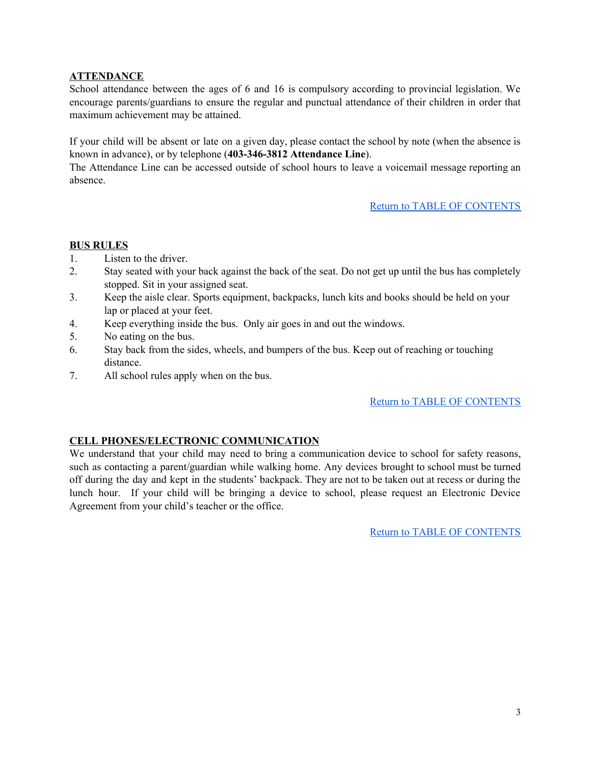## ATTENDANCE

School attendance between the ages of 6 and 16 is compulsory according to provincial legislation. We encourage parents/guardians to ensure the regular and punctual attendance of their children in order that maximum achievement may be attained.

If your child will be absent or late on a given day, please contact the school by note (when the absence is known in advance), or by telephone (**403-346-3812 Attendance Line**).
The Attendance Line can be accessed outside of school hours to leave a voicemail message reporting an absence.

Return to TABLE OF CONTENTS

## BUS RULES

1. Listen to the driver.
2. Stay seated with your back against the back of the seat. Do not get up until the bus has completely stopped. Sit in your assigned seat.
3. Keep the aisle clear. Sports equipment, backpacks, lunch kits and books should be held on your lap or placed at your feet.
4. Keep everything inside the bus. Only air goes in and out the windows.
5. No eating on the bus.
6. Stay back from the sides, wheels, and bumpers of the bus. Keep out of reaching or touching distance.
7. All school rules apply when on the bus.

Return to TABLE OF CONTENTS

## CELL PHONES/ELECTRONIC COMMUNICATION

We understand that your child may need to bring a communication device to school for safety reasons, such as contacting a parent/guardian while walking home. Any devices brought to school must be turned off during the day and kept in the students' backpack. They are not to be taken out at recess or during the lunch hour. If your child will be bringing a device to school, please request an Electronic Device Agreement from your child's teacher or the office.

Return to TABLE OF CONTENTS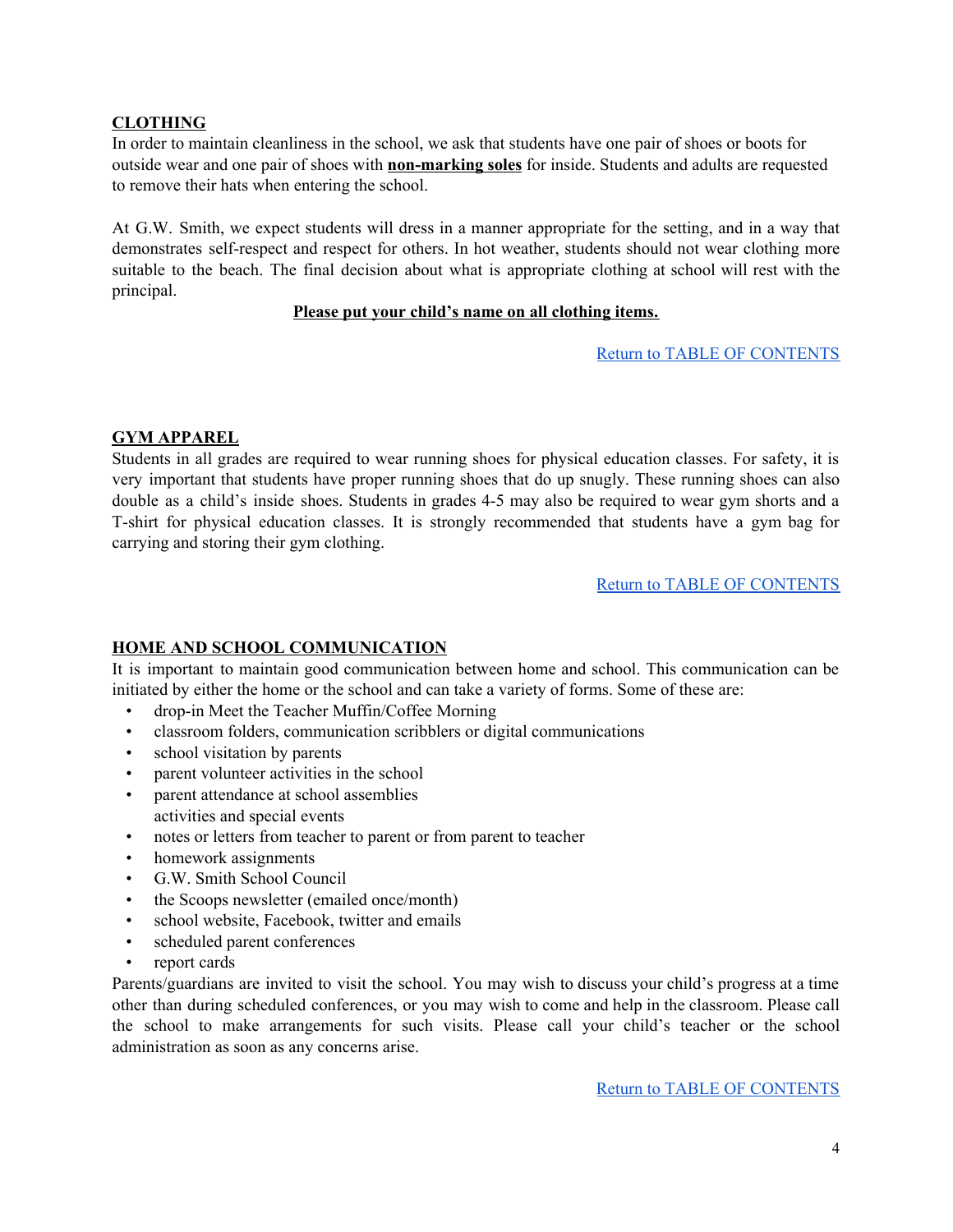## CLOTHING

In order to maintain cleanliness in the school, we ask that students have one pair of shoes or boots for outside wear and one pair of shoes with **non-marking soles** for inside. Students and adults are requested to remove their hats when entering the school.

At G.W. Smith, we expect students will dress in a manner appropriate for the setting, and in a way that demonstrates self-respect and respect for others. In hot weather, students should not wear clothing more suitable to the beach. The final decision about what is appropriate clothing at school will rest with the principal.

**Please put your child's name on all clothing items.**

Return to TABLE OF CONTENTS

## GYM APPAREL

Students in all grades are required to wear running shoes for physical education classes. For safety, it is very important that students have proper running shoes that do up snugly. These running shoes can also double as a child's inside shoes. Students in grades 4-5 may also be required to wear gym shorts and a T-shirt for physical education classes. It is strongly recommended that students have a gym bag for carrying and storing their gym clothing.

Return to TABLE OF CONTENTS

## HOME AND SCHOOL COMMUNICATION

It is important to maintain good communication between home and school. This communication can be initiated by either the home or the school and can take a variety of forms. Some of these are:

- drop-in Meet the Teacher Muffin/Coffee Morning
- classroom folders, communication scribblers or digital communications
- school visitation by parents
- parent volunteer activities in the school
- parent attendance at school assemblies activities and special events
- notes or letters from teacher to parent or from parent to teacher
- homework assignments
- G.W. Smith School Council
- the Scoops newsletter (emailed once/month)
- school website, Facebook, twitter and emails
- scheduled parent conferences
- report cards

Parents/guardians are invited to visit the school. You may wish to discuss your child's progress at a time other than during scheduled conferences, or you may wish to come and help in the classroom. Please call the school to make arrangements for such visits. Please call your child's teacher or the school administration as soon as any concerns arise.

Return to TABLE OF CONTENTS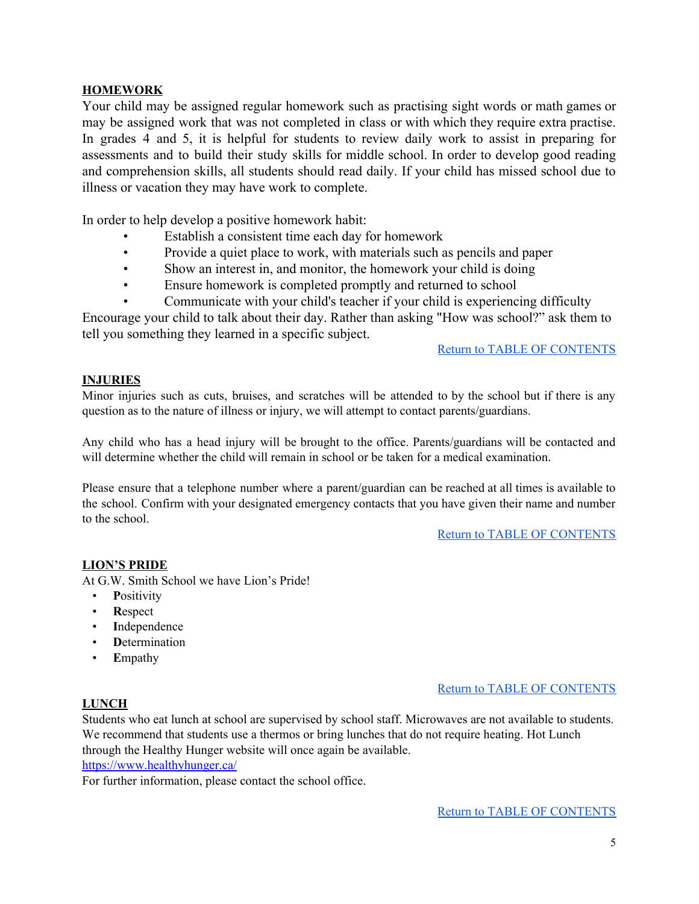## HOMEWORK

Your child may be assigned regular homework such as practising sight words or math games or may be assigned work that was not completed in class or with which they require extra practise. In grades 4 and 5, it is helpful for students to review daily work to assist in preparing for assessments and to build their study skills for middle school. In order to develop good reading and comprehension skills, all students should read daily. If your child has missed school due to illness or vacation they may have work to complete.

In order to help develop a positive homework habit:

- Establish a consistent time each day for homework
- Provide a quiet place to work, with materials such as pencils and paper
- Show an interest in, and monitor, the homework your child is doing
- Ensure homework is completed promptly and returned to school
- Communicate with your child's teacher if your child is experiencing difficulty

Encourage your child to talk about their day. Rather than asking "How was school?" ask them to tell you something they learned in a specific subject.

[Return to TABLE OF CONTENTS]

## INJURIES

Minor injuries such as cuts, bruises, and scratches will be attended to by the school but if there is any question as to the nature of illness or injury, we will attempt to contact parents/guardians.

Any child who has a head injury will be brought to the office. Parents/guardians will be contacted and will determine whether the child will remain in school or be taken for a medical examination.

Please ensure that a telephone number where a parent/guardian can be reached at all times is available to the school. Confirm with your designated emergency contacts that you have given their name and number to the school.

[Return to TABLE OF CONTENTS]

## LION'S PRIDE

At G.W. Smith School we have Lion's Pride!

- **P**ositivity
- **R**espect
- **I**ndependence
- **D**etermination
- **E**mpathy

[Return to TABLE OF CONTENTS]

## LUNCH

Students who eat lunch at school are supervised by school staff. Microwaves are not available to students. We recommend that students use a thermos or bring lunches that do not require heating. Hot Lunch through the Healthy Hunger website will once again be available.

https://www.healthyhunger.ca/

For further information, please contact the school office.

[Return to TABLE OF CONTENTS]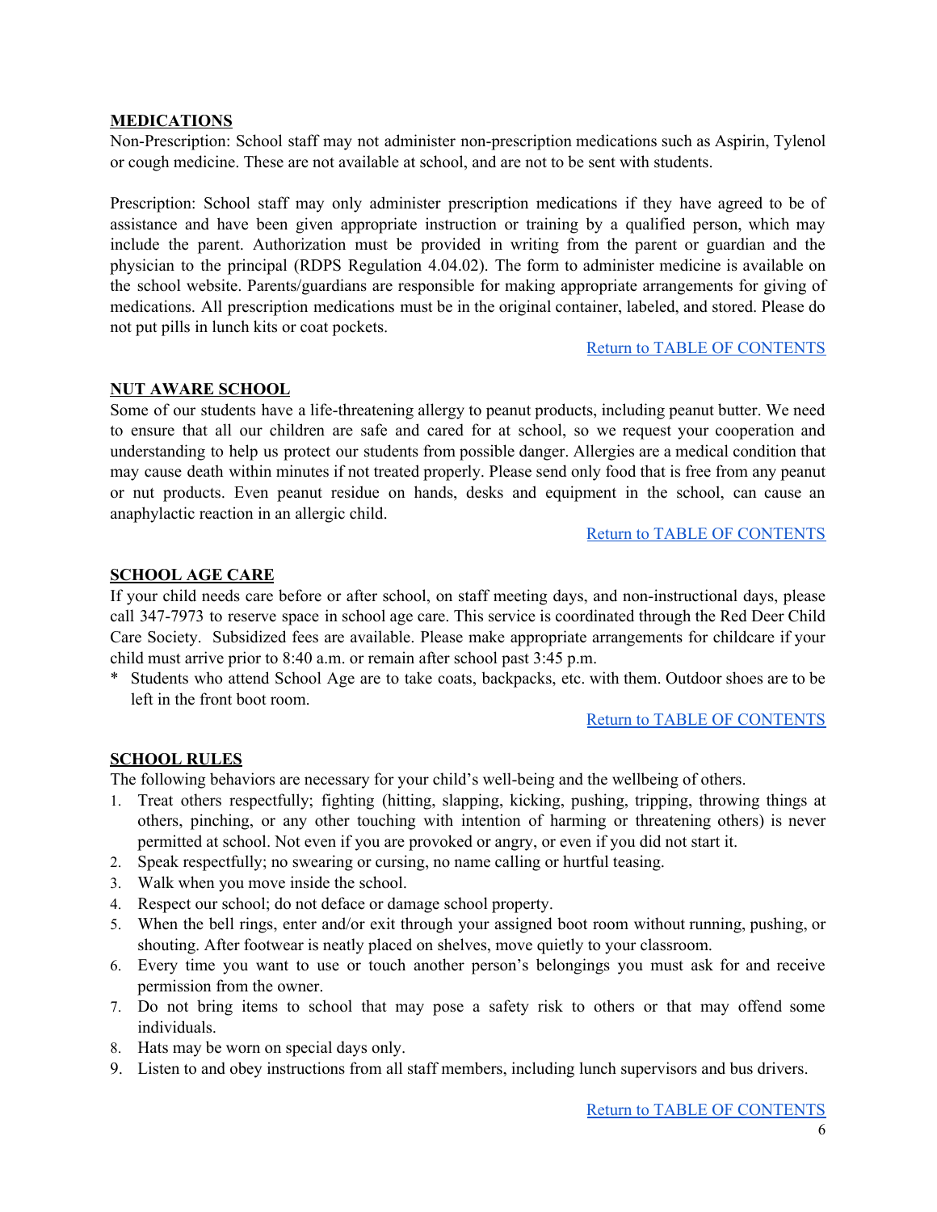## MEDICATIONS

Non-Prescription: School staff may not administer non-prescription medications such as Aspirin, Tylenol or cough medicine. These are not available at school, and are not to be sent with students.

Prescription: School staff may only administer prescription medications if they have agreed to be of assistance and have been given appropriate instruction or training by a qualified person, which may include the parent. Authorization must be provided in writing from the parent or guardian and the physician to the principal (RDPS Regulation 4.04.02). The form to administer medicine is available on the school website. Parents/guardians are responsible for making appropriate arrangements for giving of medications. All prescription medications must be in the original container, labeled, and stored. Please do not put pills in lunch kits or coat pockets.

Return to TABLE OF CONTENTS

## NUT AWARE SCHOOL

Some of our students have a life-threatening allergy to peanut products, including peanut butter. We need to ensure that all our children are safe and cared for at school, so we request your cooperation and understanding to help us protect our students from possible danger. Allergies are a medical condition that may cause death within minutes if not treated properly. Please send only food that is free from any peanut or nut products. Even peanut residue on hands, desks and equipment in the school, can cause an anaphylactic reaction in an allergic child.

Return to TABLE OF CONTENTS

## SCHOOL AGE CARE

If your child needs care before or after school, on staff meeting days, and non-instructional days, please call 347-7973 to reserve space in school age care. This service is coordinated through the Red Deer Child Care Society. Subsidized fees are available. Please make appropriate arrangements for childcare if your child must arrive prior to 8:40 a.m. or remain after school past 3:45 p.m.

* Students who attend School Age are to take coats, backpacks, etc. with them. Outdoor shoes are to be left in the front boot room.

Return to TABLE OF CONTENTS

## SCHOOL RULES

The following behaviors are necessary for your child's well-being and the wellbeing of others.

1. Treat others respectfully; fighting (hitting, slapping, kicking, pushing, tripping, throwing things at others, pinching, or any other touching with intention of harming or threatening others) is never permitted at school. Not even if you are provoked or angry, or even if you did not start it.
2. Speak respectfully; no swearing or cursing, no name calling or hurtful teasing.
3. Walk when you move inside the school.
4. Respect our school; do not deface or damage school property.
5. When the bell rings, enter and/or exit through your assigned boot room without running, pushing, or shouting. After footwear is neatly placed on shelves, move quietly to your classroom.
6. Every time you want to use or touch another person's belongings you must ask for and receive permission from the owner.
7. Do not bring items to school that may pose a safety risk to others or that may offend some individuals.
8. Hats may be worn on special days only.
9. Listen to and obey instructions from all staff members, including lunch supervisors and bus drivers.

Return to TABLE OF CONTENTS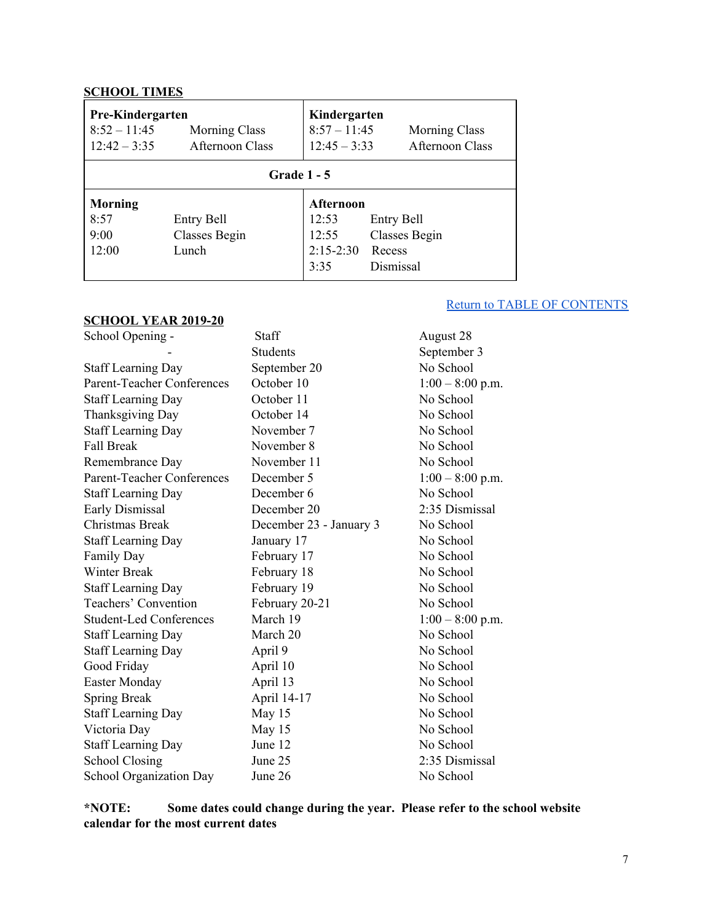## SCHOOL TIMES

| **Pre-Kindergarten** | | **Kindergarten** | |
|---|---|---|---|
| 8:52 – 11:45 | Morning Class | 8:57 – 11:45 | Morning Class |
| 12:42 – 3:35 | Afternoon Class | 12:45 – 3:33 | Afternoon Class |

**Grade 1 - 5**

| **Morning** | | **Afternoon** | |
|---|---|---|---|
| 8:57 | Entry Bell | 12:53 | Entry Bell |
| 9:00 | Classes Begin | 12:55 | Classes Begin |
| 12:00 | Lunch | 2:15-2:30 | Recess |
| | | 3:35 | Dismissal |

[Return to TABLE OF CONTENTS]

## SCHOOL YEAR 2019-20

| | | |
|---|---|---|
| School Opening - | Staff | August 28 |
| - | Students | September 3 |
| Staff Learning Day | September 20 | No School |
| Parent-Teacher Conferences | October 10 | 1:00 – 8:00 p.m. |
| Staff Learning Day | October 11 | No School |
| Thanksgiving Day | October 14 | No School |
| Staff Learning Day | November 7 | No School |
| Fall Break | November 8 | No School |
| Remembrance Day | November 11 | No School |
| Parent-Teacher Conferences | December 5 | 1:00 – 8:00 p.m. |
| Staff Learning Day | December 6 | No School |
| Early Dismissal | December 20 | 2:35 Dismissal |
| Christmas Break | December 23 - January 3 | No School |
| Staff Learning Day | January 17 | No School |
| Family Day | February 17 | No School |
| Winter Break | February 18 | No School |
| Staff Learning Day | February 19 | No School |
| Teachers' Convention | February 20-21 | No School |
| Student-Led Conferences | March 19 | 1:00 – 8:00 p.m. |
| Staff Learning Day | March 20 | No School |
| Staff Learning Day | April 9 | No School |
| Good Friday | April 10 | No School |
| Easter Monday | April 13 | No School |
| Spring Break | April 14-17 | No School |
| Staff Learning Day | May 15 | No School |
| Victoria Day | May 15 | No School |
| Staff Learning Day | June 12 | No School |
| School Closing | June 25 | 2:35 Dismissal |
| School Organization Day | June 26 | No School |

**\*NOTE: Some dates could change during the year. Please refer to the school website calendar for the most current dates**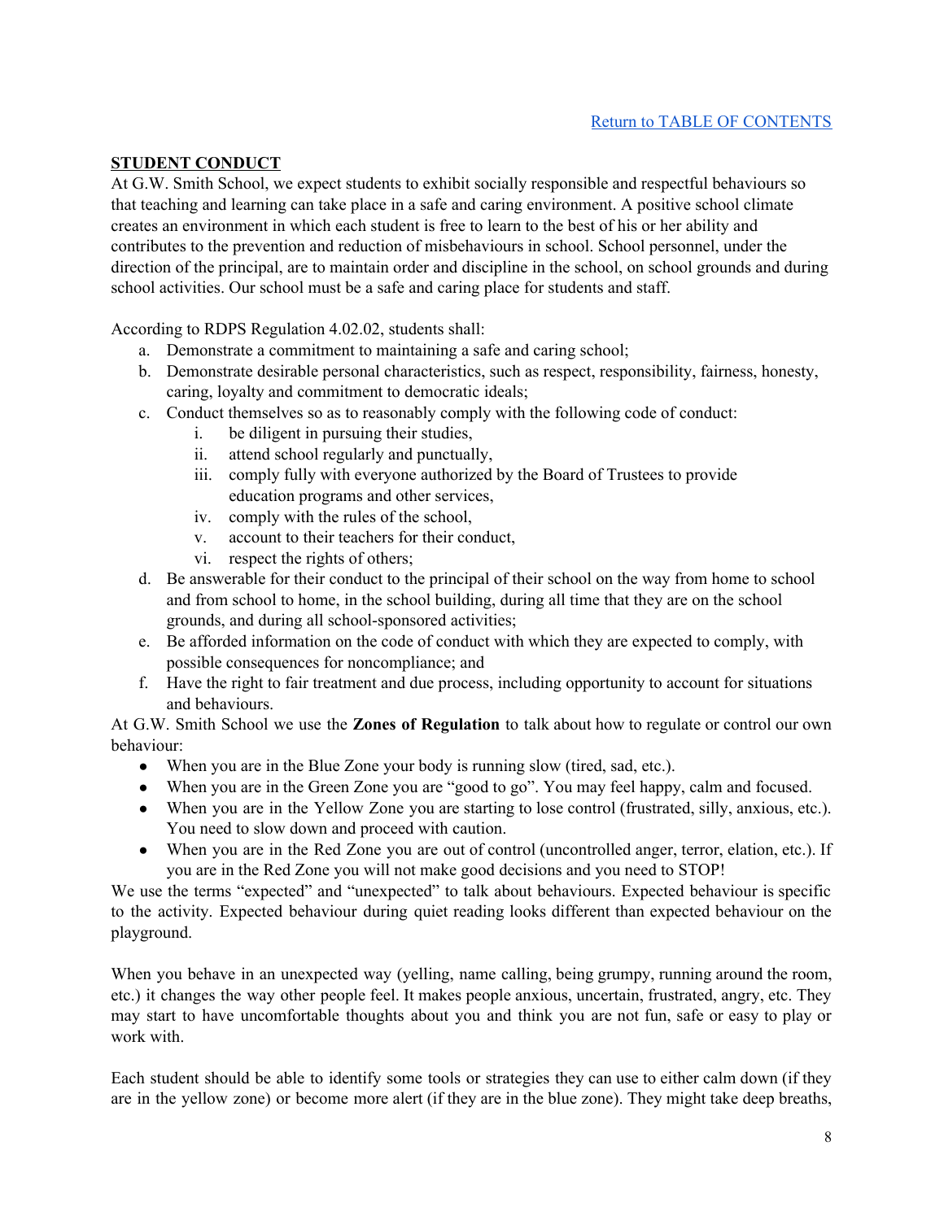[Return to TABLE OF CONTENTS]

## STUDENT CONDUCT

At G.W. Smith School, we expect students to exhibit socially responsible and respectful behaviours so that teaching and learning can take place in a safe and caring environment. A positive school climate creates an environment in which each student is free to learn to the best of his or her ability and contributes to the prevention and reduction of misbehaviours in school. School personnel, under the direction of the principal, are to maintain order and discipline in the school, on school grounds and during school activities. Our school must be a safe and caring place for students and staff.

According to RDPS Regulation 4.02.02, students shall:

a. Demonstrate a commitment to maintaining a safe and caring school;
b. Demonstrate desirable personal characteristics, such as respect, responsibility, fairness, honesty, caring, loyalty and commitment to democratic ideals;
c. Conduct themselves so as to reasonably comply with the following code of conduct:
    i. be diligent in pursuing their studies,
    ii. attend school regularly and punctually,
    iii. comply fully with everyone authorized by the Board of Trustees to provide education programs and other services,
    iv. comply with the rules of the school,
    v. account to their teachers for their conduct,
    vi. respect the rights of others;
d. Be answerable for their conduct to the principal of their school on the way from home to school and from school to home, in the school building, during all time that they are on the school grounds, and during all school-sponsored activities;
e. Be afforded information on the code of conduct with which they are expected to comply, with possible consequences for noncompliance; and
f. Have the right to fair treatment and due process, including opportunity to account for situations and behaviours.

At G.W. Smith School we use the **Zones of Regulation** to talk about how to regulate or control our own behaviour:

- When you are in the Blue Zone your body is running slow (tired, sad, etc.).
- When you are in the Green Zone you are "good to go". You may feel happy, calm and focused.
- When you are in the Yellow Zone you are starting to lose control (frustrated, silly, anxious, etc.). You need to slow down and proceed with caution.
- When you are in the Red Zone you are out of control (uncontrolled anger, terror, elation, etc.). If you are in the Red Zone you will not make good decisions and you need to STOP!

We use the terms "expected" and "unexpected" to talk about behaviours. Expected behaviour is specific to the activity. Expected behaviour during quiet reading looks different than expected behaviour on the playground.

When you behave in an unexpected way (yelling, name calling, being grumpy, running around the room, etc.) it changes the way other people feel. It makes people anxious, uncertain, frustrated, angry, etc. They may start to have uncomfortable thoughts about you and think you are not fun, safe or easy to play or work with.

Each student should be able to identify some tools or strategies they can use to either calm down (if they are in the yellow zone) or become more alert (if they are in the blue zone). They might take deep breaths,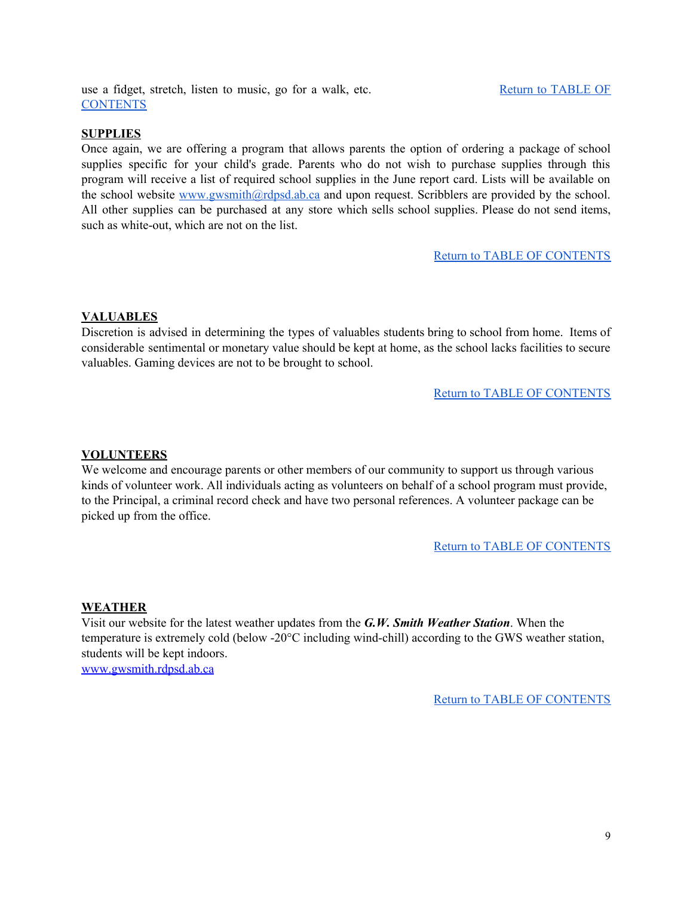use a fidget, stretch, listen to music, go for a walk, etc. Return to TABLE OF CONTENTS

## SUPPLIES

Once again, we are offering a program that allows parents the option of ordering a package of school supplies specific for your child's grade. Parents who do not wish to purchase supplies through this program will receive a list of required school supplies in the June report card. Lists will be available on the school website www.gwsmith@rdpsd.ab.ca and upon request. Scribblers are provided by the school. All other supplies can be purchased at any store which sells school supplies. Please do not send items, such as white-out, which are not on the list.

Return to TABLE OF CONTENTS

## VALUABLES

Discretion is advised in determining the types of valuables students bring to school from home. Items of considerable sentimental or monetary value should be kept at home, as the school lacks facilities to secure valuables. Gaming devices are not to be brought to school.

Return to TABLE OF CONTENTS

## VOLUNTEERS

We welcome and encourage parents or other members of our community to support us through various kinds of volunteer work. All individuals acting as volunteers on behalf of a school program must provide, to the Principal, a criminal record check and have two personal references. A volunteer package can be picked up from the office.

Return to TABLE OF CONTENTS

## WEATHER

Visit our website for the latest weather updates from the ***G.W. Smith Weather Station***. When the temperature is extremely cold (below -20°C including wind-chill) according to the GWS weather station, students will be kept indoors.
www.gwsmith.rdpsd.ab.ca

Return to TABLE OF CONTENTS